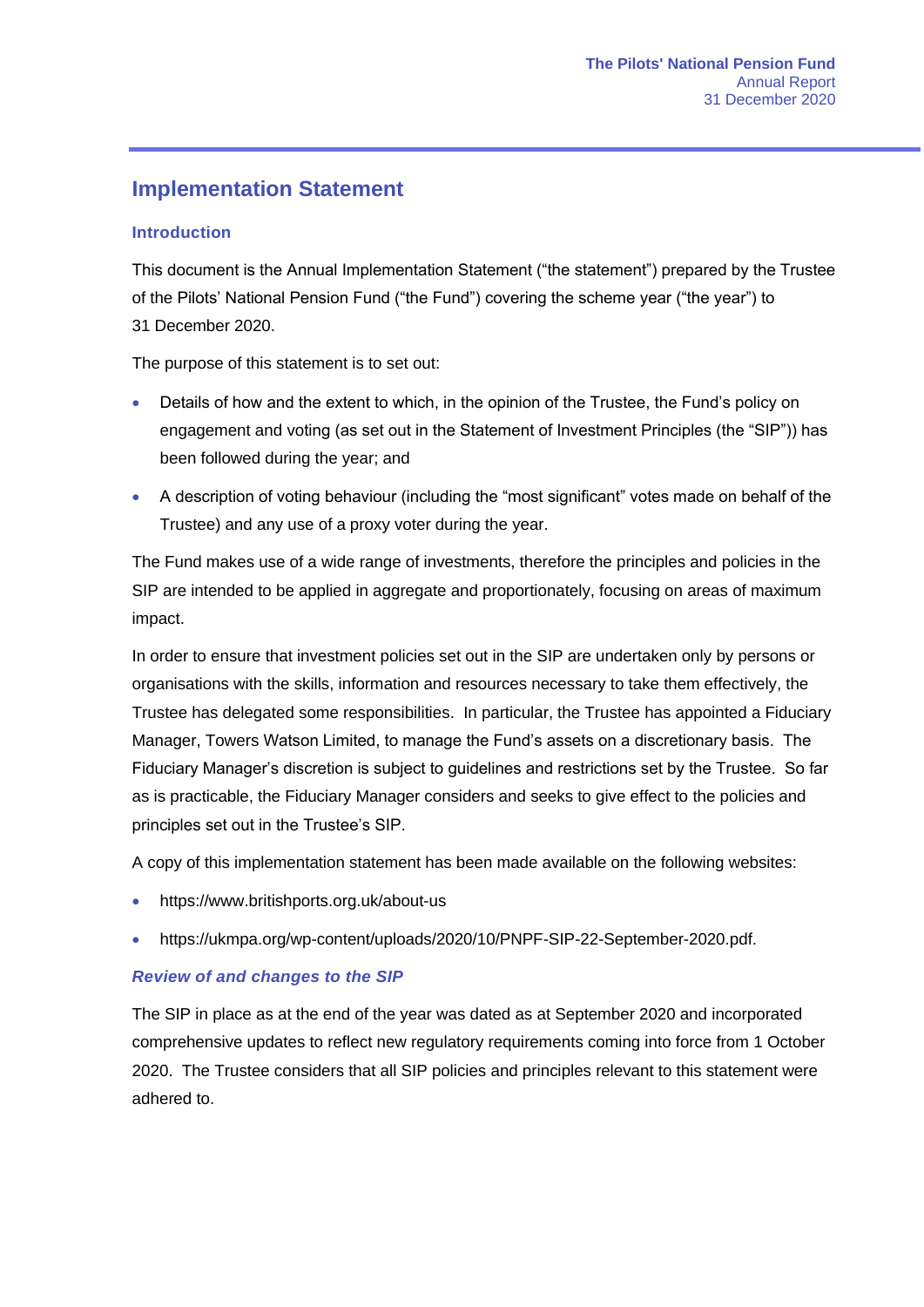# Implementation Statement

## Introduction

This document is the Annual Implementation Statement ("the statement") prepared by the Trustee of the Pilots' National Pension Fund ("the Fund") covering the scheme year ("the year") to 31 December 2020.

The purpose of this statement is to set out:

- Details of how and the extent to which, in the opinion of the Trustee, the Fund's policy on engagement and voting (as set out in the Statement of Investment Principles (the "SIP")) has been followed during the year; and
- A description of voting behaviour (including the "most significant" votes made on behalf of the Trustee) and any use of a proxy voter during the year.

The Fund makes use of a wide range of investments, therefore the principles and policies in the SIP are intended to be applied in aggregate and proportionately, focusing on areas of maximum impact.

In order to ensure that investment policies set out in the SIP are undertaken only by persons or organisations with the skills, information and resources necessary to take them effectively, the Trustee has delegated some responsibilities. In particular, the Trustee has appointed a Fiduciary Manager, Towers Watson Limited, to manage the Fund's assets on a discretionary basis. The Fiduciary Manager's discretion is subject to guidelines and restrictions set by the Trustee. So far as is practicable, the Fiduciary Manager considers and seeks to give effect to the policies and principles set out in the Trustee's SIP.

A copy of this implementation statement has been made available on the following websites:

- https://www.britishports.org.uk/about-us
- https://ukmpa.org/wp-content/uploads/2020/10/PNPF-SIP-22-September-2020.pdf.

### *Review of and changes to the SIP*

The SIP in place as at the end of the year was dated as at September 2020 and incorporated comprehensive updates to reflect new regulatory requirements coming into force from 1 October 2020. The Trustee considers that all SIP policies and principles relevant to this statement were adhered to.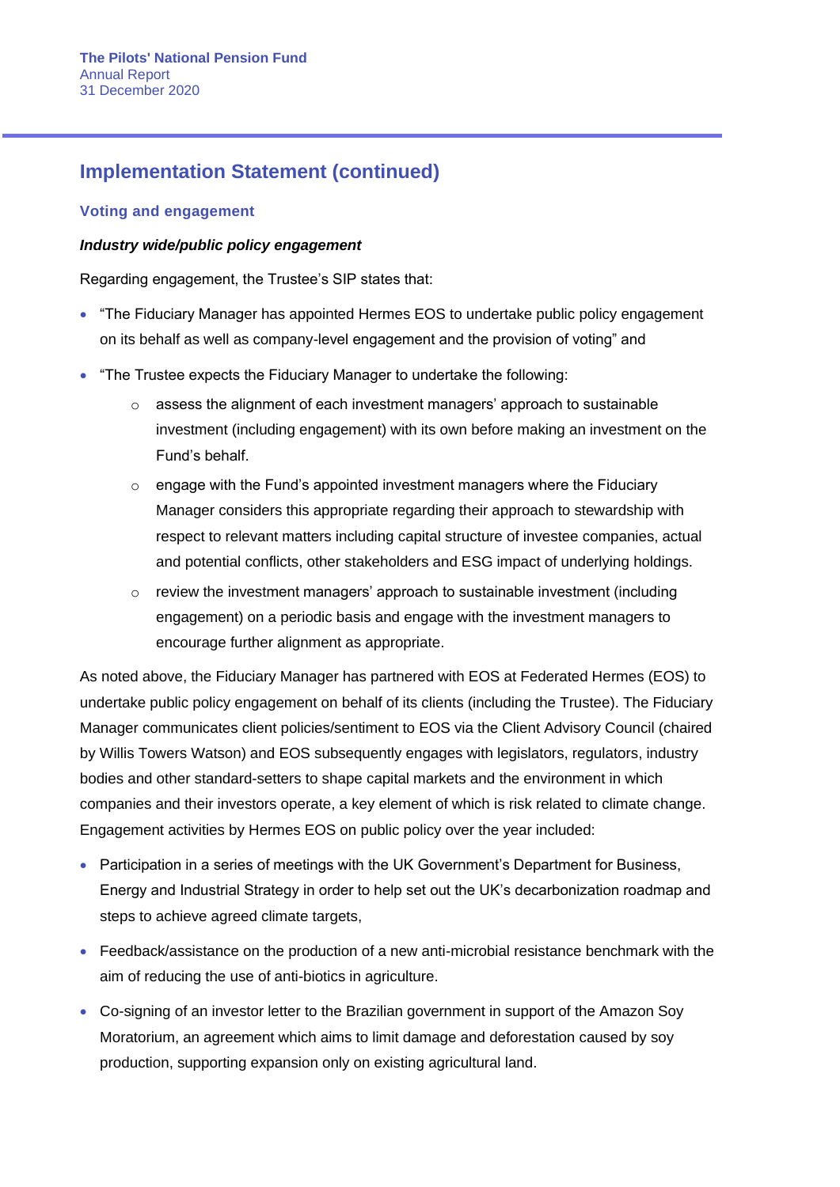## Implementation Statement (continued)

### Voting and engagement

***Industry wide/public policy engagement***

Regarding engagement, the Trustee's SIP states that:

- "The Fiduciary Manager has appointed Hermes EOS to undertake public policy engagement on its behalf as well as company-level engagement and the provision of voting" and
- "The Trustee expects the Fiduciary Manager to undertake the following:
  - assess the alignment of each investment managers' approach to sustainable investment (including engagement) with its own before making an investment on the Fund's behalf.
  - engage with the Fund's appointed investment managers where the Fiduciary Manager considers this appropriate regarding their approach to stewardship with respect to relevant matters including capital structure of investee companies, actual and potential conflicts, other stakeholders and ESG impact of underlying holdings.
  - review the investment managers' approach to sustainable investment (including engagement) on a periodic basis and engage with the investment managers to encourage further alignment as appropriate.

As noted above, the Fiduciary Manager has partnered with EOS at Federated Hermes (EOS) to undertake public policy engagement on behalf of its clients (including the Trustee). The Fiduciary Manager communicates client policies/sentiment to EOS via the Client Advisory Council (chaired by Willis Towers Watson) and EOS subsequently engages with legislators, regulators, industry bodies and other standard-setters to shape capital markets and the environment in which companies and their investors operate, a key element of which is risk related to climate change. Engagement activities by Hermes EOS on public policy over the year included:

- Participation in a series of meetings with the UK Government's Department for Business, Energy and Industrial Strategy in order to help set out the UK's decarbonization roadmap and steps to achieve agreed climate targets,
- Feedback/assistance on the production of a new anti-microbial resistance benchmark with the aim of reducing the use of anti-biotics in agriculture.
- Co-signing of an investor letter to the Brazilian government in support of the Amazon Soy Moratorium, an agreement which aims to limit damage and deforestation caused by soy production, supporting expansion only on existing agricultural land.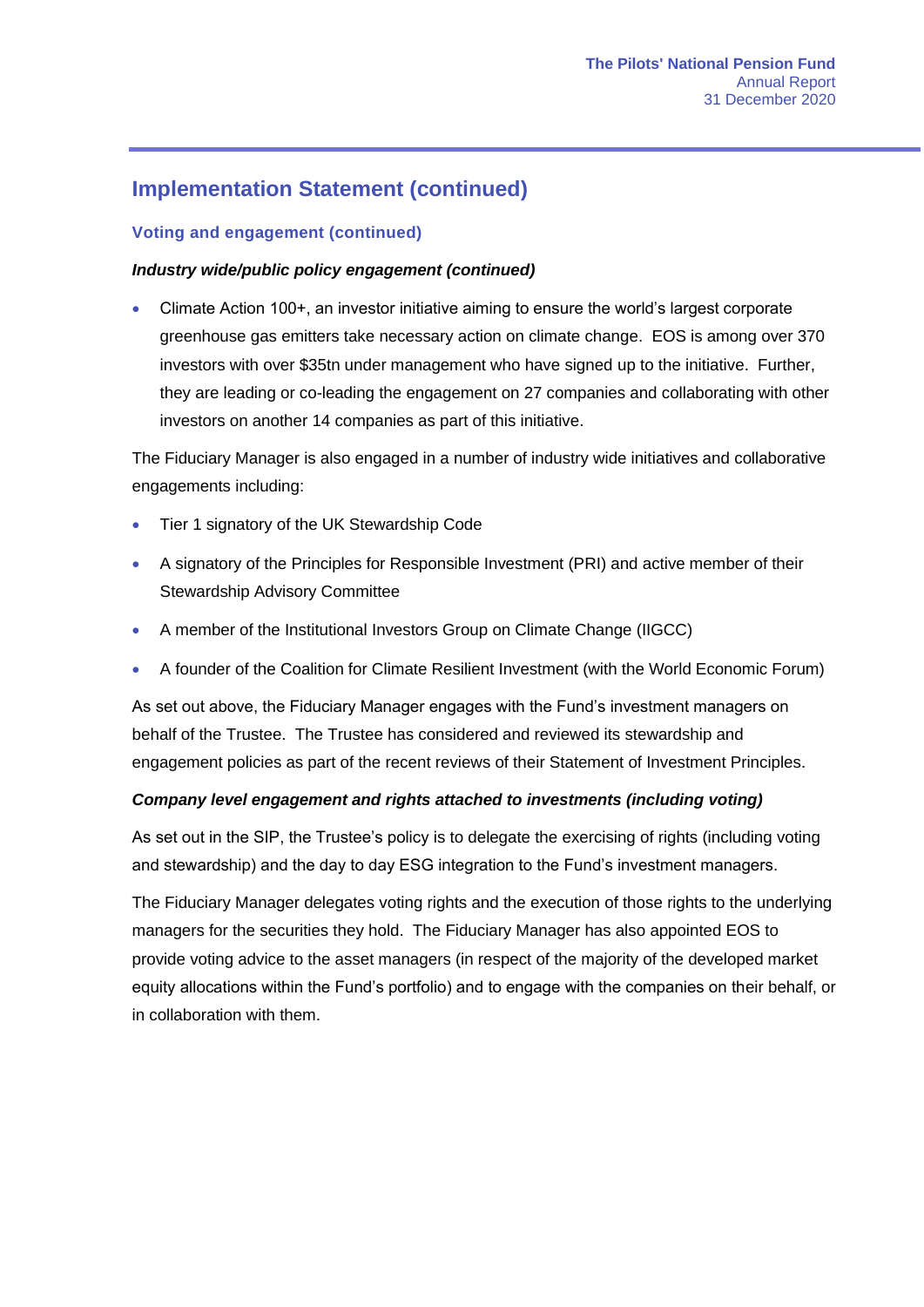## Implementation Statement (continued)

### Voting and engagement (continued)

***Industry wide/public policy engagement (continued)***

- Climate Action 100+, an investor initiative aiming to ensure the world's largest corporate greenhouse gas emitters take necessary action on climate change. EOS is among over 370 investors with over $35tn under management who have signed up to the initiative. Further, they are leading or co-leading the engagement on 27 companies and collaborating with other investors on another 14 companies as part of this initiative.

The Fiduciary Manager is also engaged in a number of industry wide initiatives and collaborative engagements including:

- Tier 1 signatory of the UK Stewardship Code
- A signatory of the Principles for Responsible Investment (PRI) and active member of their Stewardship Advisory Committee
- A member of the Institutional Investors Group on Climate Change (IIGCC)
- A founder of the Coalition for Climate Resilient Investment (with the World Economic Forum)

As set out above, the Fiduciary Manager engages with the Fund's investment managers on behalf of the Trustee. The Trustee has considered and reviewed its stewardship and engagement policies as part of the recent reviews of their Statement of Investment Principles.

***Company level engagement and rights attached to investments (including voting)***

As set out in the SIP, the Trustee's policy is to delegate the exercising of rights (including voting and stewardship) and the day to day ESG integration to the Fund's investment managers.

The Fiduciary Manager delegates voting rights and the execution of those rights to the underlying managers for the securities they hold. The Fiduciary Manager has also appointed EOS to provide voting advice to the asset managers (in respect of the majority of the developed market equity allocations within the Fund's portfolio) and to engage with the companies on their behalf, or in collaboration with them.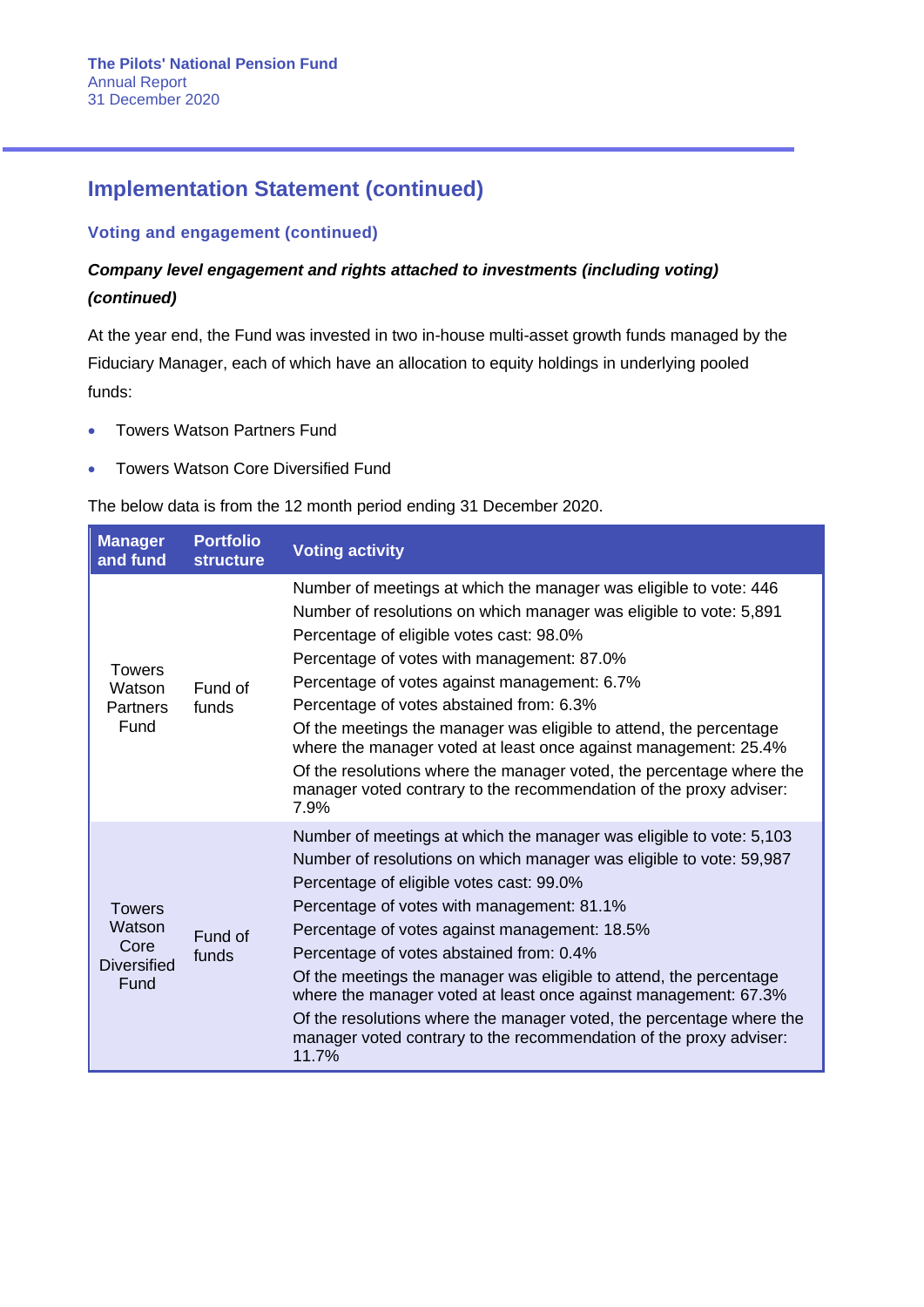## Implementation Statement (continued)

### Voting and engagement (continued)

***Company level engagement and rights attached to investments (including voting) (continued)***

At the year end, the Fund was invested in two in-house multi-asset growth funds managed by the Fiduciary Manager, each of which have an allocation to equity holdings in underlying pooled funds:

- Towers Watson Partners Fund
- Towers Watson Core Diversified Fund

The below data is from the 12 month period ending 31 December 2020.

| Manager and fund | Portfolio structure | Voting activity |
|---|---|---|
| Towers Watson Partners Fund | Fund of funds | Number of meetings at which the manager was eligible to vote: 446<br>Number of resolutions on which manager was eligible to vote: 5,891<br>Percentage of eligible votes cast: 98.0%<br>Percentage of votes with management: 87.0%<br>Percentage of votes against management: 6.7%<br>Percentage of votes abstained from: 6.3%<br>Of the meetings the manager was eligible to attend, the percentage where the manager voted at least once against management: 25.4%<br>Of the resolutions where the manager voted, the percentage where the manager voted contrary to the recommendation of the proxy adviser: 7.9% |
| Towers Watson Core Diversified Fund | Fund of funds | Number of meetings at which the manager was eligible to vote: 5,103<br>Number of resolutions on which manager was eligible to vote: 59,987<br>Percentage of eligible votes cast: 99.0%<br>Percentage of votes with management: 81.1%<br>Percentage of votes against management: 18.5%<br>Percentage of votes abstained from: 0.4%<br>Of the meetings the manager was eligible to attend, the percentage where the manager voted at least once against management: 67.3%<br>Of the resolutions where the manager voted, the percentage where the manager voted contrary to the recommendation of the proxy adviser: 11.7% |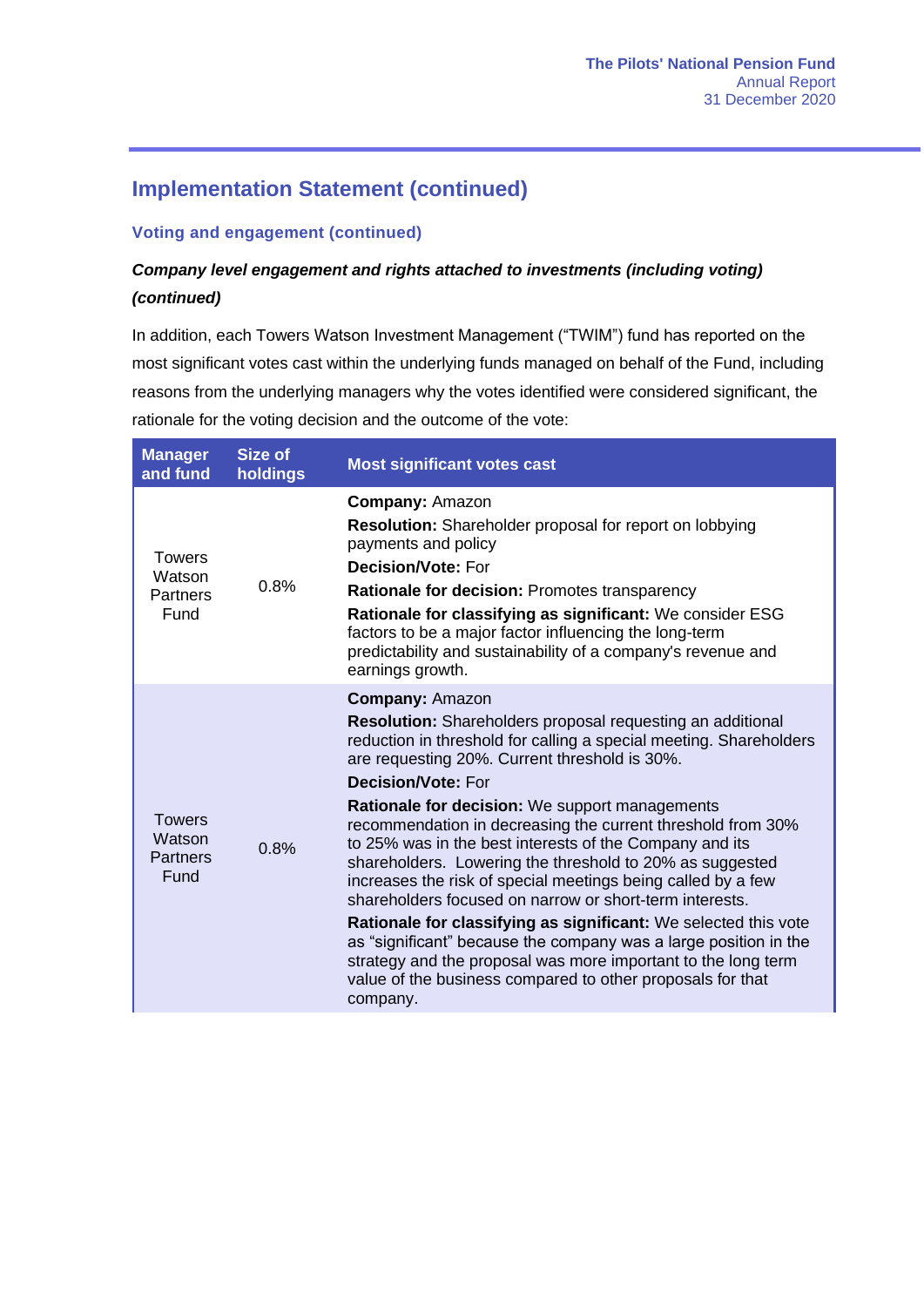## Implementation Statement (continued)

### Voting and engagement (continued)

***Company level engagement and rights attached to investments (including voting) (continued)***

In addition, each Towers Watson Investment Management ("TWIM") fund has reported on the most significant votes cast within the underlying funds managed on behalf of the Fund, including reasons from the underlying managers why the votes identified were considered significant, the rationale for the voting decision and the outcome of the vote:

| Manager and fund | Size of holdings | Most significant votes cast |
|---|---|---|
| Towers Watson Partners Fund | 0.8% | **Company:** Amazon<br>**Resolution:** Shareholder proposal for report on lobbying payments and policy<br>**Decision/Vote:** For<br>**Rationale for decision:** Promotes transparency<br>**Rationale for classifying as significant:** We consider ESG factors to be a major factor influencing the long-term predictability and sustainability of a company's revenue and earnings growth. |
| Towers Watson Partners Fund | 0.8% | **Company:** Amazon<br>**Resolution:** Shareholders proposal requesting an additional reduction in threshold for calling a special meeting. Shareholders are requesting 20%. Current threshold is 30%.<br>**Decision/Vote:** For<br>**Rationale for decision:** We support managements recommendation in decreasing the current threshold from 30% to 25% was in the best interests of the Company and its shareholders. Lowering the threshold to 20% as suggested increases the risk of special meetings being called by a few shareholders focused on narrow or short-term interests.<br>**Rationale for classifying as significant:** We selected this vote as "significant" because the company was a large position in the strategy and the proposal was more important to the long term value of the business compared to other proposals for that company. |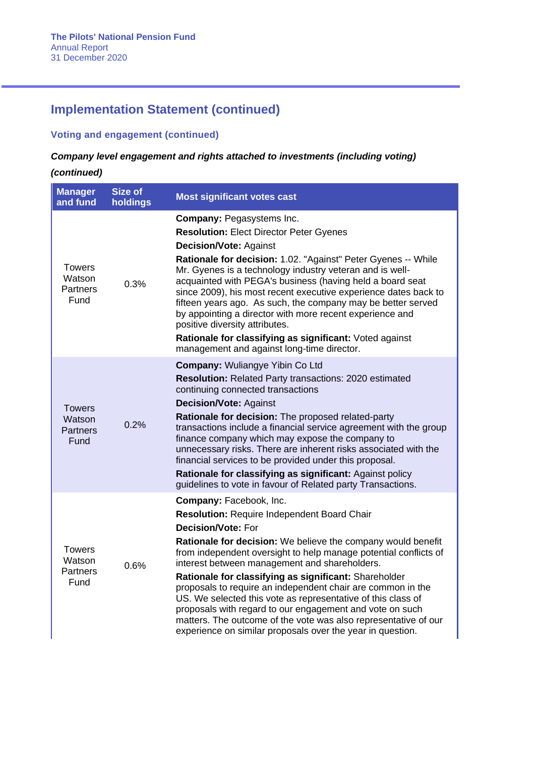## Implementation Statement (continued)

### Voting and engagement (continued)

***Company level engagement and rights attached to investments (including voting) (continued)***

| Manager and fund | Size of holdings | Most significant votes cast |
|---|---|---|
| Towers Watson Partners Fund | 0.3% | **Company:** Pegasystems Inc.<br>**Resolution:** Elect Director Peter Gyenes<br>**Decision/Vote:** Against<br>**Rationale for decision:** 1.02. "Against" Peter Gyenes -- While Mr. Gyenes is a technology industry veteran and is well-acquainted with PEGA's business (having held a board seat since 2009), his most recent executive experience dates back to fifteen years ago. As such, the company may be better served by appointing a director with more recent experience and positive diversity attributes.<br>**Rationale for classifying as significant:** Voted against management and against long-time director. |
| Towers Watson Partners Fund | 0.2% | **Company:** Wuliangye Yibin Co Ltd<br>**Resolution:** Related Party transactions: 2020 estimated continuing connected transactions<br>**Decision/Vote:** Against<br>**Rationale for decision:** The proposed related-party transactions include a financial service agreement with the group finance company which may expose the company to unnecessary risks. There are inherent risks associated with the financial services to be provided under this proposal.<br>**Rationale for classifying as significant:** Against policy guidelines to vote in favour of Related party Transactions. |
| Towers Watson Partners Fund | 0.6% | **Company:** Facebook, Inc.<br>**Resolution:** Require Independent Board Chair<br>**Decision/Vote:** For<br>**Rationale for decision:** We believe the company would benefit from independent oversight to help manage potential conflicts of interest between management and shareholders.<br>**Rationale for classifying as significant:** Shareholder proposals to require an independent chair are common in the US. We selected this vote as representative of this class of proposals with regard to our engagement and vote on such matters. The outcome of the vote was also representative of our experience on similar proposals over the year in question. |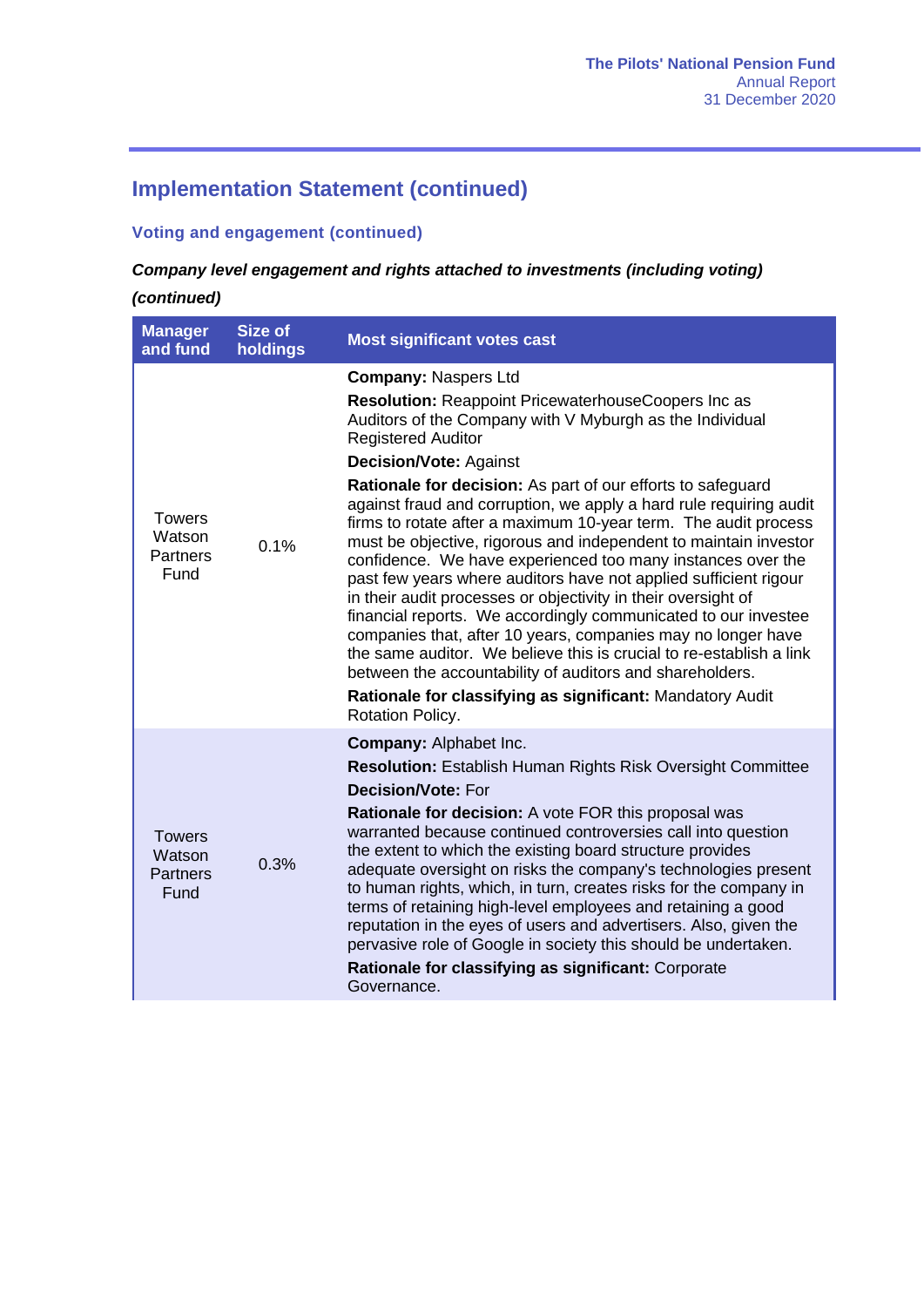## Implementation Statement (continued)

### Voting and engagement (continued)

***Company level engagement and rights attached to investments (including voting) (continued)***

| Manager and fund | Size of holdings | Most significant votes cast |
|---|---|---|
| Towers Watson Partners Fund | 0.1% | **Company:** Naspers Ltd<br>**Resolution:** Reappoint PricewaterhouseCoopers Inc as Auditors of the Company with V Myburgh as the Individual Registered Auditor<br>**Decision/Vote:** Against<br>**Rationale for decision:** As part of our efforts to safeguard against fraud and corruption, we apply a hard rule requiring audit firms to rotate after a maximum 10-year term. The audit process must be objective, rigorous and independent to maintain investor confidence. We have experienced too many instances over the past few years where auditors have not applied sufficient rigour in their audit processes or objectivity in their oversight of financial reports. We accordingly communicated to our investee companies that, after 10 years, companies may no longer have the same auditor. We believe this is crucial to re-establish a link between the accountability of auditors and shareholders.<br>**Rationale for classifying as significant:** Mandatory Audit Rotation Policy. |
| Towers Watson Partners Fund | 0.3% | **Company:** Alphabet Inc.<br>**Resolution:** Establish Human Rights Risk Oversight Committee<br>**Decision/Vote:** For<br>**Rationale for decision:** A vote FOR this proposal was warranted because continued controversies call into question the extent to which the existing board structure provides adequate oversight on risks the company's technologies present to human rights, which, in turn, creates risks for the company in terms of retaining high-level employees and retaining a good reputation in the eyes of users and advertisers. Also, given the pervasive role of Google in society this should be undertaken.<br>**Rationale for classifying as significant:** Corporate Governance. |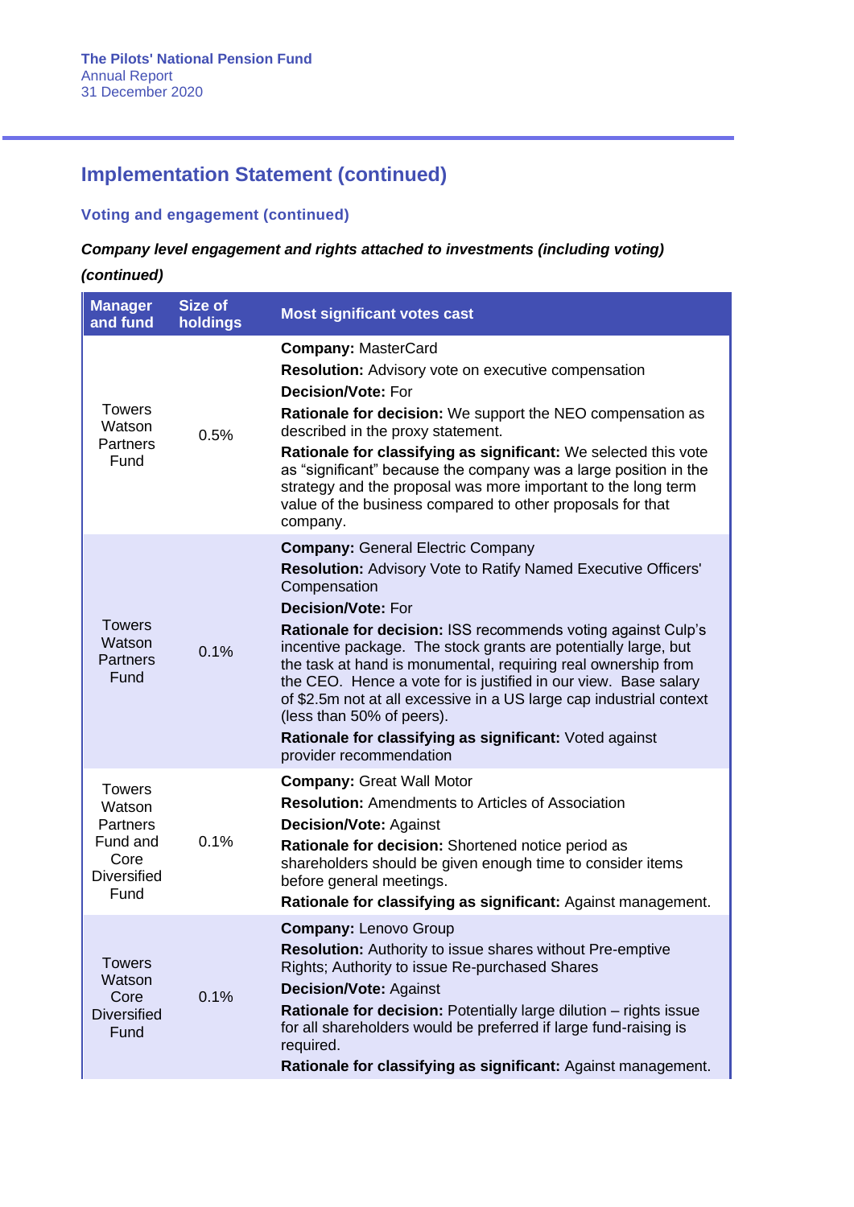## Implementation Statement (continued)

### Voting and engagement (continued)

***Company level engagement and rights attached to investments (including voting) (continued)***

| Manager and fund | Size of holdings | Most significant votes cast |
|---|---|---|
| Towers Watson Partners Fund | 0.5% | **Company:** MasterCard<br>**Resolution:** Advisory vote on executive compensation<br>**Decision/Vote:** For<br>**Rationale for decision:** We support the NEO compensation as described in the proxy statement.<br>**Rationale for classifying as significant:** We selected this vote as "significant" because the company was a large position in the strategy and the proposal was more important to the long term value of the business compared to other proposals for that company. |
| Towers Watson Partners Fund | 0.1% | **Company:** General Electric Company<br>**Resolution:** Advisory Vote to Ratify Named Executive Officers' Compensation<br>**Decision/Vote:** For<br>**Rationale for decision:** ISS recommends voting against Culp's incentive package. The stock grants are potentially large, but the task at hand is monumental, requiring real ownership from the CEO. Hence a vote for is justified in our view. Base salary of $2.5m not at all excessive in a US large cap industrial context (less than 50% of peers).<br>**Rationale for classifying as significant:** Voted against provider recommendation |
| Towers Watson Partners Fund and Core Diversified Fund | 0.1% | **Company:** Great Wall Motor<br>**Resolution:** Amendments to Articles of Association<br>**Decision/Vote:** Against<br>**Rationale for decision:** Shortened notice period as shareholders should be given enough time to consider items before general meetings.<br>**Rationale for classifying as significant:** Against management. |
| Towers Watson Core Diversified Fund | 0.1% | **Company:** Lenovo Group<br>**Resolution:** Authority to issue shares without Pre-emptive Rights; Authority to issue Re-purchased Shares<br>**Decision/Vote:** Against<br>**Rationale for decision:** Potentially large dilution – rights issue for all shareholders would be preferred if large fund-raising is required.<br>**Rationale for classifying as significant:** Against management. |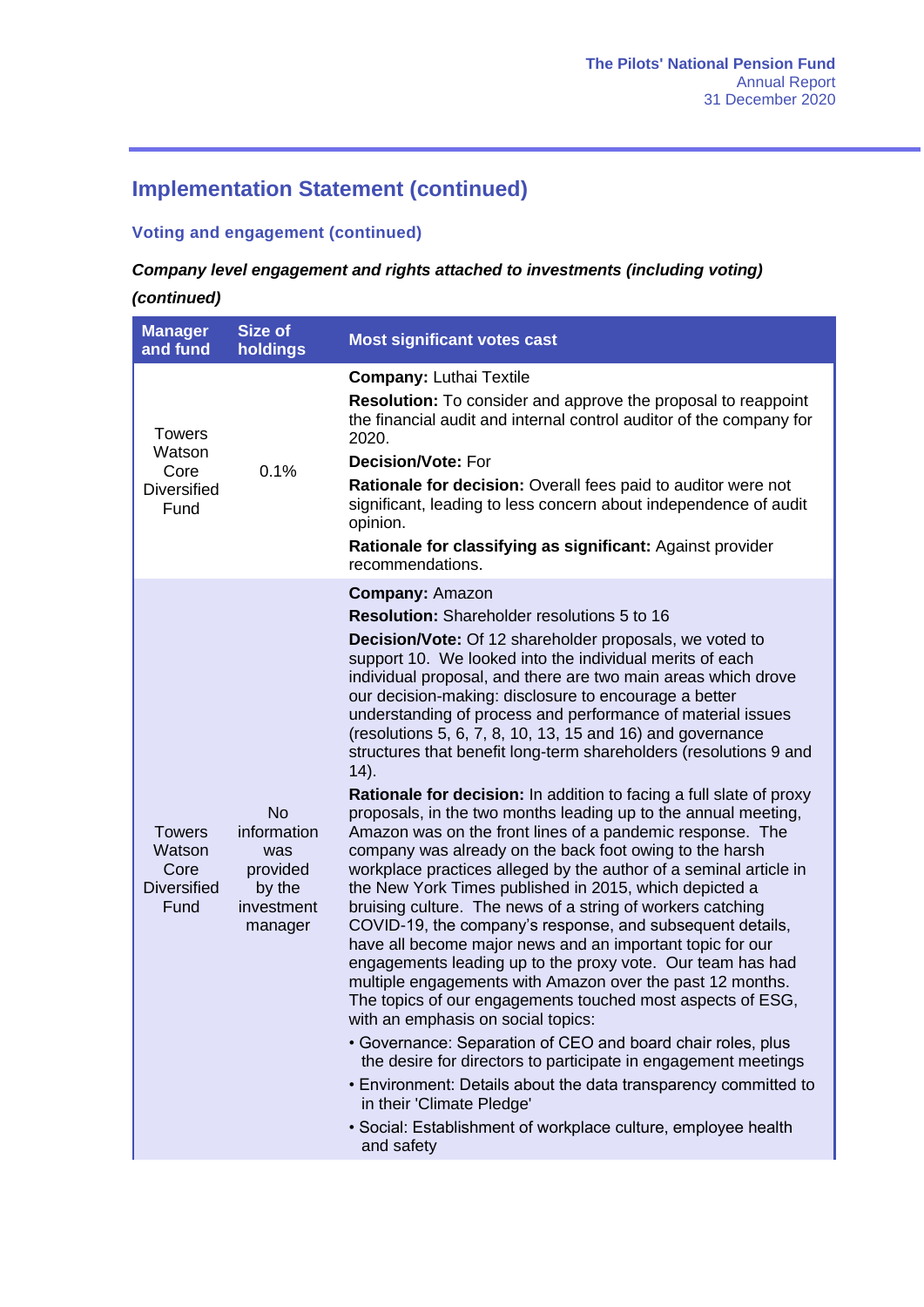## Implementation Statement (continued)

### Voting and engagement (continued)

***Company level engagement and rights attached to investments (including voting) (continued)***

| Manager and fund | Size of holdings | Most significant votes cast |
|---|---|---|
| Towers Watson Core Diversified Fund | 0.1% | **Company:** Luthai Textile<br>**Resolution:** To consider and approve the proposal to reappoint the financial audit and internal control auditor of the company for 2020.<br>**Decision/Vote:** For<br>**Rationale for decision:** Overall fees paid to auditor were not significant, leading to less concern about independence of audit opinion.<br>**Rationale for classifying as significant:** Against provider recommendations. |
| Towers Watson Core Diversified Fund | No information was provided by the investment manager | **Company:** Amazon<br>**Resolution:** Shareholder resolutions 5 to 16<br>**Decision/Vote:** Of 12 shareholder proposals, we voted to support 10. We looked into the individual merits of each individual proposal, and there are two main areas which drove our decision-making: disclosure to encourage a better understanding of process and performance of material issues (resolutions 5, 6, 7, 8, 10, 13, 15 and 16) and governance structures that benefit long-term shareholders (resolutions 9 and 14).<br>**Rationale for decision:** In addition to facing a full slate of proxy proposals, in the two months leading up to the annual meeting, Amazon was on the front lines of a pandemic response. The company was already on the back foot owing to the harsh workplace practices alleged by the author of a seminal article in the New York Times published in 2015, which depicted a bruising culture. The news of a string of workers catching COVID-19, the company's response, and subsequent details, have all become major news and an important topic for our engagements leading up to the proxy vote. Our team has had multiple engagements with Amazon over the past 12 months. The topics of our engagements touched most aspects of ESG, with an emphasis on social topics:<br>• Governance: Separation of CEO and board chair roles, plus the desire for directors to participate in engagement meetings<br>• Environment: Details about the data transparency committed to in their 'Climate Pledge'<br>• Social: Establishment of workplace culture, employee health and safety |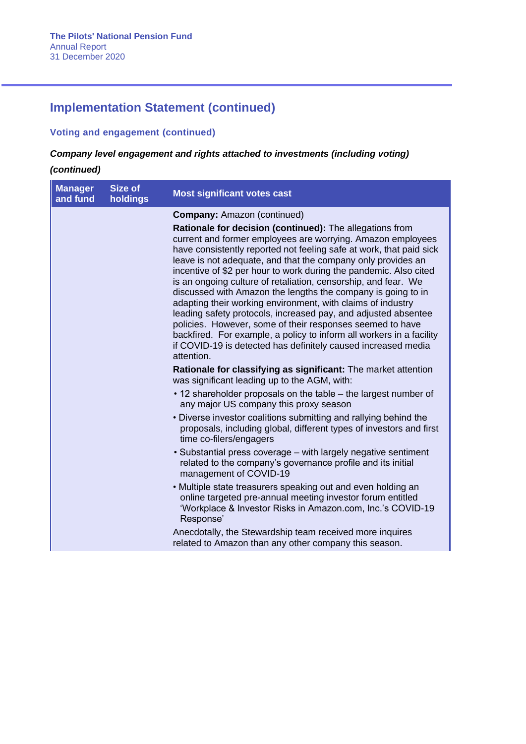## Implementation Statement (continued)

### Voting and engagement (continued)

***Company level engagement and rights attached to investments (including voting) (continued)***

| Manager and fund | Size of holdings | Most significant votes cast |
|---|---|---|
| | | **Company:** Amazon (continued)<br><br>**Rationale for decision (continued):** The allegations from current and former employees are worrying. Amazon employees have consistently reported not feeling safe at work, that paid sick leave is not adequate, and that the company only provides an incentive of $2 per hour to work during the pandemic. Also cited is an ongoing culture of retaliation, censorship, and fear. We discussed with Amazon the lengths the company is going to in adapting their working environment, with claims of industry leading safety protocols, increased pay, and adjusted absentee policies. However, some of their responses seemed to have backfired. For example, a policy to inform all workers in a facility if COVID-19 is detected has definitely caused increased media attention.<br><br>**Rationale for classifying as significant:** The market attention was significant leading up to the AGM, with:<br>• 12 shareholder proposals on the table – the largest number of any major US company this proxy season<br>• Diverse investor coalitions submitting and rallying behind the proposals, including global, different types of investors and first time co-filers/engagers<br>• Substantial press coverage – with largely negative sentiment related to the company's governance profile and its initial management of COVID-19<br>• Multiple state treasurers speaking out and even holding an online targeted pre-annual meeting investor forum entitled 'Workplace & Investor Risks in Amazon.com, Inc.'s COVID-19 Response'<br><br>Anecdotally, the Stewardship team received more inquires related to Amazon than any other company this season. |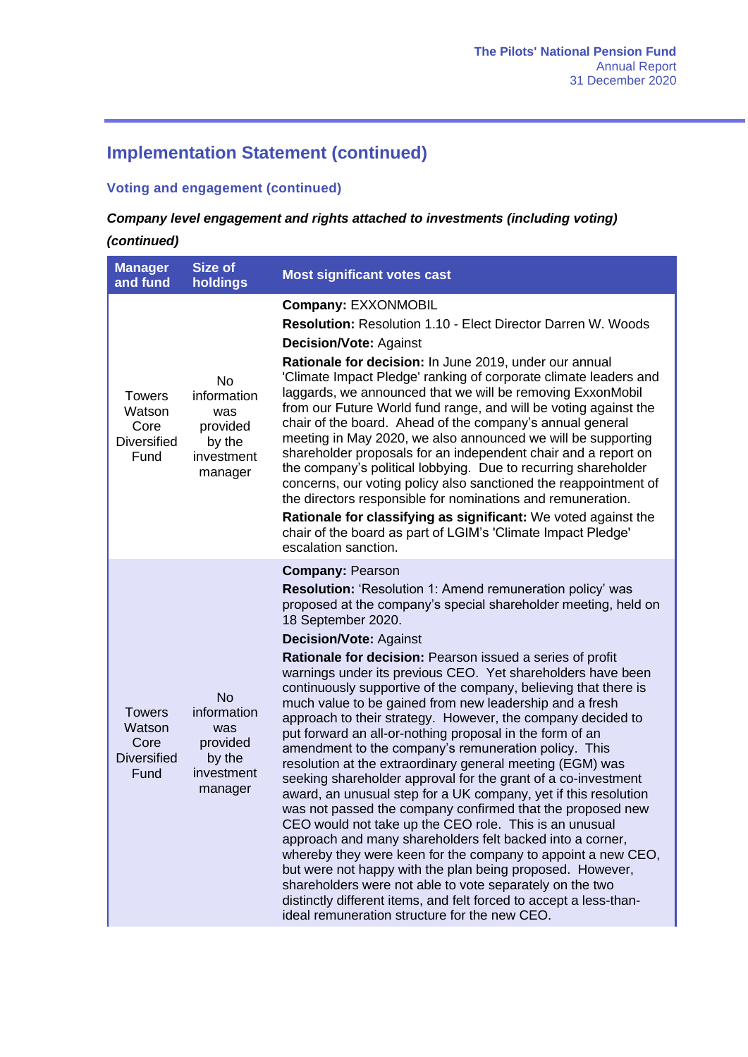## Implementation Statement (continued)

### Voting and engagement (continued)

***Company level engagement and rights attached to investments (including voting) (continued)***

| Manager and fund | Size of holdings | Most significant votes cast |
|---|---|---|
| Towers Watson Core Diversified Fund | No information was provided by the investment manager | **Company:** EXXONMOBIL<br>**Resolution:** Resolution 1.10 - Elect Director Darren W. Woods<br>**Decision/Vote:** Against<br>**Rationale for decision:** In June 2019, under our annual 'Climate Impact Pledge' ranking of corporate climate leaders and laggards, we announced that we will be removing ExxonMobil from our Future World fund range, and will be voting against the chair of the board. Ahead of the company's annual general meeting in May 2020, we also announced we will be supporting shareholder proposals for an independent chair and a report on the company's political lobbying. Due to recurring shareholder concerns, our voting policy also sanctioned the reappointment of the directors responsible for nominations and remuneration.<br>**Rationale for classifying as significant:** We voted against the chair of the board as part of LGIM's 'Climate Impact Pledge' escalation sanction. |
| Towers Watson Core Diversified Fund | No information was provided by the investment manager | **Company:** Pearson<br>**Resolution:** 'Resolution 1: Amend remuneration policy' was proposed at the company's special shareholder meeting, held on 18 September 2020.<br>**Decision/Vote:** Against<br>**Rationale for decision:** Pearson issued a series of profit warnings under its previous CEO. Yet shareholders have been continuously supportive of the company, believing that there is much value to be gained from new leadership and a fresh approach to their strategy. However, the company decided to put forward an all-or-nothing proposal in the form of an amendment to the company's remuneration policy. This resolution at the extraordinary general meeting (EGM) was seeking shareholder approval for the grant of a co-investment award, an unusual step for a UK company, yet if this resolution was not passed the company confirmed that the proposed new CEO would not take up the CEO role. This is an unusual approach and many shareholders felt backed into a corner, whereby they were keen for the company to appoint a new CEO, but were not happy with the plan being proposed. However, shareholders were not able to vote separately on the two distinctly different items, and felt forced to accept a less-than-ideal remuneration structure for the new CEO. |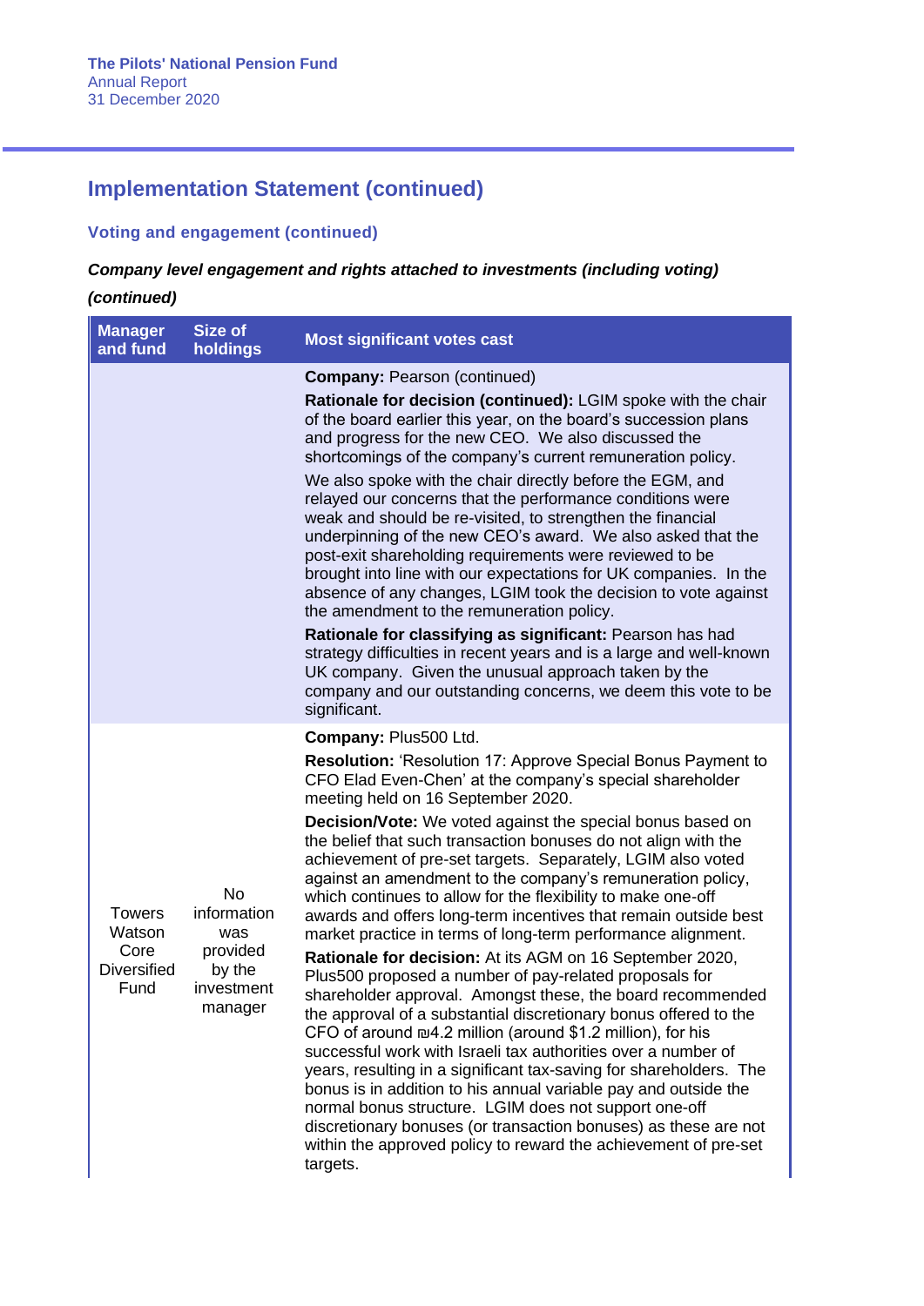## Implementation Statement (continued)

### Voting and engagement (continued)

***Company level engagement and rights attached to investments (including voting) (continued)***

| Manager and fund | Size of holdings | Most significant votes cast |
|---|---|---|
| | | **Company:** Pearson (continued)<br><br>**Rationale for decision (continued):** LGIM spoke with the chair of the board earlier this year, on the board's succession plans and progress for the new CEO. We also discussed the shortcomings of the company's current remuneration policy.<br><br>We also spoke with the chair directly before the EGM, and relayed our concerns that the performance conditions were weak and should be re-visited, to strengthen the financial underpinning of the new CEO's award. We also asked that the post-exit shareholding requirements were reviewed to be brought into line with our expectations for UK companies. In the absence of any changes, LGIM took the decision to vote against the amendment to the remuneration policy.<br><br>**Rationale for classifying as significant:** Pearson has had strategy difficulties in recent years and is a large and well-known UK company. Given the unusual approach taken by the company and our outstanding concerns, we deem this vote to be significant. |
| Towers Watson Core Diversified Fund | No information was provided by the investment manager | **Company:** Plus500 Ltd.<br><br>**Resolution:** 'Resolution 17: Approve Special Bonus Payment to CFO Elad Even-Chen' at the company's special shareholder meeting held on 16 September 2020.<br><br>**Decision/Vote:** We voted against the special bonus based on the belief that such transaction bonuses do not align with the achievement of pre-set targets. Separately, LGIM also voted against an amendment to the company's remuneration policy, which continues to allow for the flexibility to make one-off awards and offers long-term incentives that remain outside best market practice in terms of long-term performance alignment.<br><br>**Rationale for decision:** At its AGM on 16 September 2020, Plus500 proposed a number of pay-related proposals for shareholder approval. Amongst these, the board recommended the approval of a substantial discretionary bonus offered to the CFO of around ₪4.2 million (around $1.2 million), for his successful work with Israeli tax authorities over a number of years, resulting in a significant tax-saving for shareholders. The bonus is in addition to his annual variable pay and outside the normal bonus structure. LGIM does not support one-off discretionary bonuses (or transaction bonuses) as these are not within the approved policy to reward the achievement of pre-set targets. |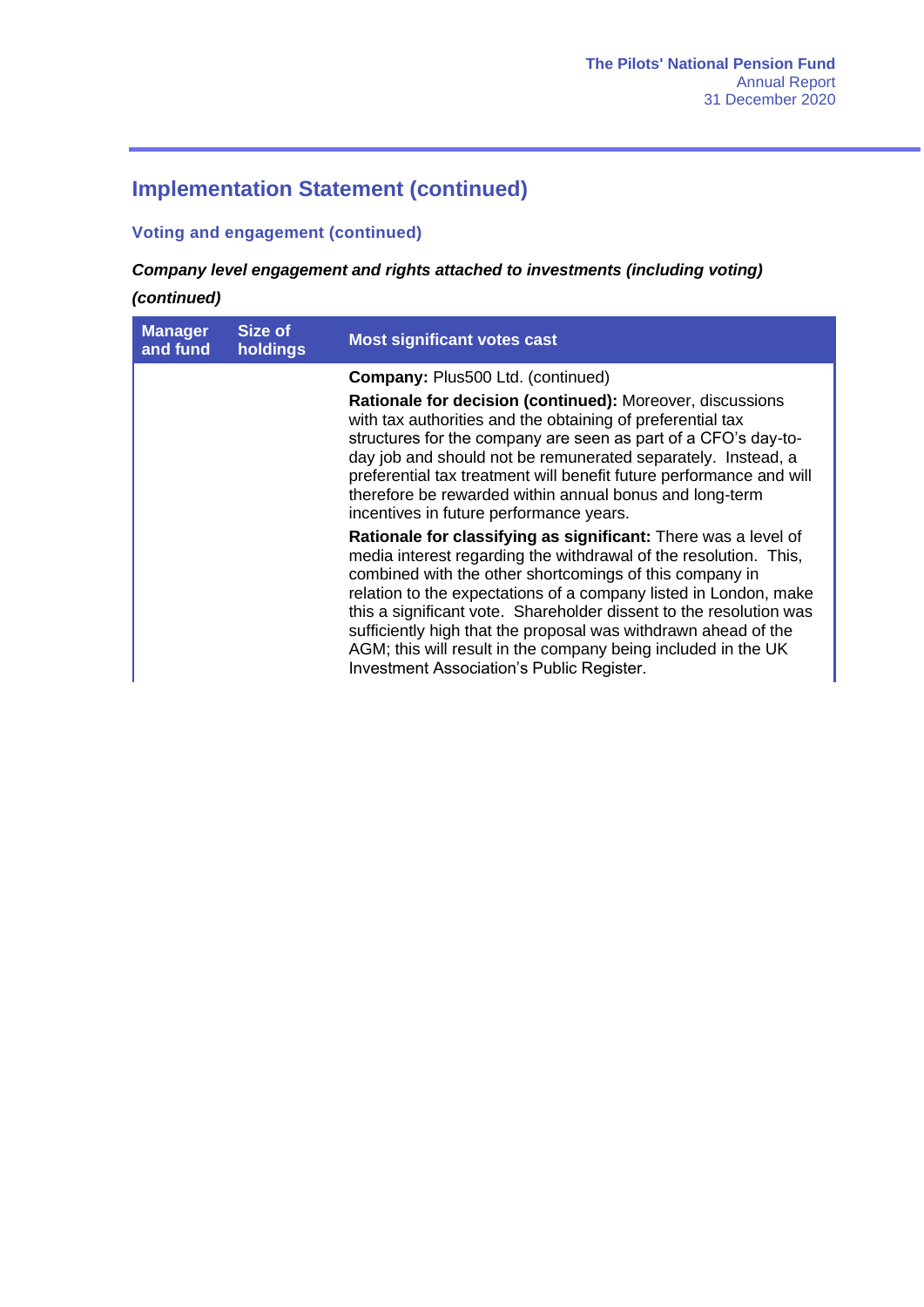## Implementation Statement (continued)

### Voting and engagement (continued)

***Company level engagement and rights attached to investments (including voting) (continued)***

| Manager and fund | Size of holdings | Most significant votes cast |
|---|---|---|
| | | **Company:** Plus500 Ltd. (continued)<br><br>**Rationale for decision (continued):** Moreover, discussions with tax authorities and the obtaining of preferential tax structures for the company are seen as part of a CFO's day-to-day job and should not be remunerated separately. Instead, a preferential tax treatment will benefit future performance and will therefore be rewarded within annual bonus and long-term incentives in future performance years.<br><br>**Rationale for classifying as significant:** There was a level of media interest regarding the withdrawal of the resolution. This, combined with the other shortcomings of this company in relation to the expectations of a company listed in London, make this a significant vote. Shareholder dissent to the resolution was sufficiently high that the proposal was withdrawn ahead of the AGM; this will result in the company being included in the UK Investment Association's Public Register. |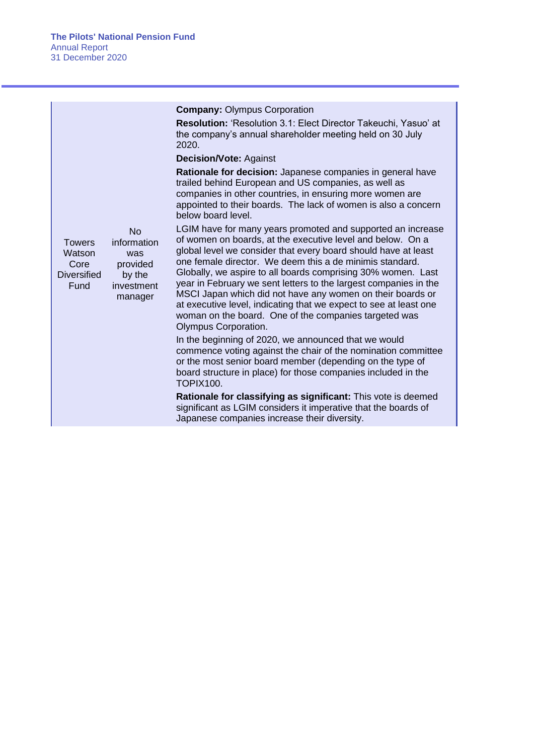| | | |
|---|---|---|
| Towers Watson Core Diversified Fund | No information was provided by the investment manager | **Company:** Olympus Corporation<br><br>**Resolution:** 'Resolution 3.1: Elect Director Takeuchi, Yasuo' at the company's annual shareholder meeting held on 30 July 2020.<br><br>**Decision/Vote:** Against<br><br>**Rationale for decision:** Japanese companies in general have trailed behind European and US companies, as well as companies in other countries, in ensuring more women are appointed to their boards. The lack of women is also a concern below board level.<br><br>LGIM have for many years promoted and supported an increase of women on boards, at the executive level and below. On a global level we consider that every board should have at least one female director. We deem this a de minimis standard. Globally, we aspire to all boards comprising 30% women. Last year in February we sent letters to the largest companies in the MSCI Japan which did not have any women on their boards or at executive level, indicating that we expect to see at least one woman on the board. One of the companies targeted was Olympus Corporation.<br><br>In the beginning of 2020, we announced that we would commence voting against the chair of the nomination committee or the most senior board member (depending on the type of board structure in place) for those companies included in the TOPIX100.<br><br>**Rationale for classifying as significant:** This vote is deemed significant as LGIM considers it imperative that the boards of Japanese companies increase their diversity. |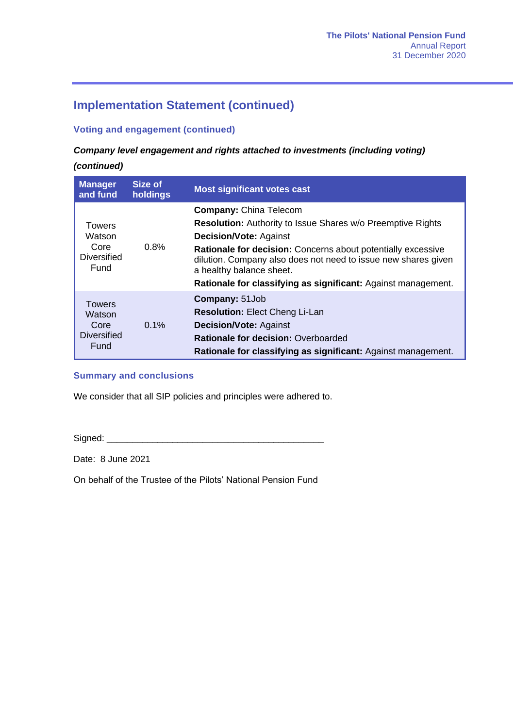## Implementation Statement (continued)

### Voting and engagement (continued)

***Company level engagement and rights attached to investments (including voting) (continued)***

| Manager and fund | Size of holdings | Most significant votes cast |
|---|---|---|
| Towers Watson Core Diversified Fund | 0.8% | **Company:** China Telecom<br>**Resolution:** Authority to Issue Shares w/o Preemptive Rights<br>**Decision/Vote:** Against<br>**Rationale for decision:** Concerns about potentially excessive dilution. Company also does not need to issue new shares given a healthy balance sheet.<br>**Rationale for classifying as significant:** Against management. |
| Towers Watson Core Diversified Fund | 0.1% | **Company:** 51Job<br>**Resolution:** Elect Cheng Li-Lan<br>**Decision/Vote:** Against<br>**Rationale for decision:** Overboarded<br>**Rationale for classifying as significant:** Against management. |

### Summary and conclusions

We consider that all SIP policies and principles were adhered to.

Signed: ___________________________________________

Date: 8 June 2021

On behalf of the Trustee of the Pilots' National Pension Fund